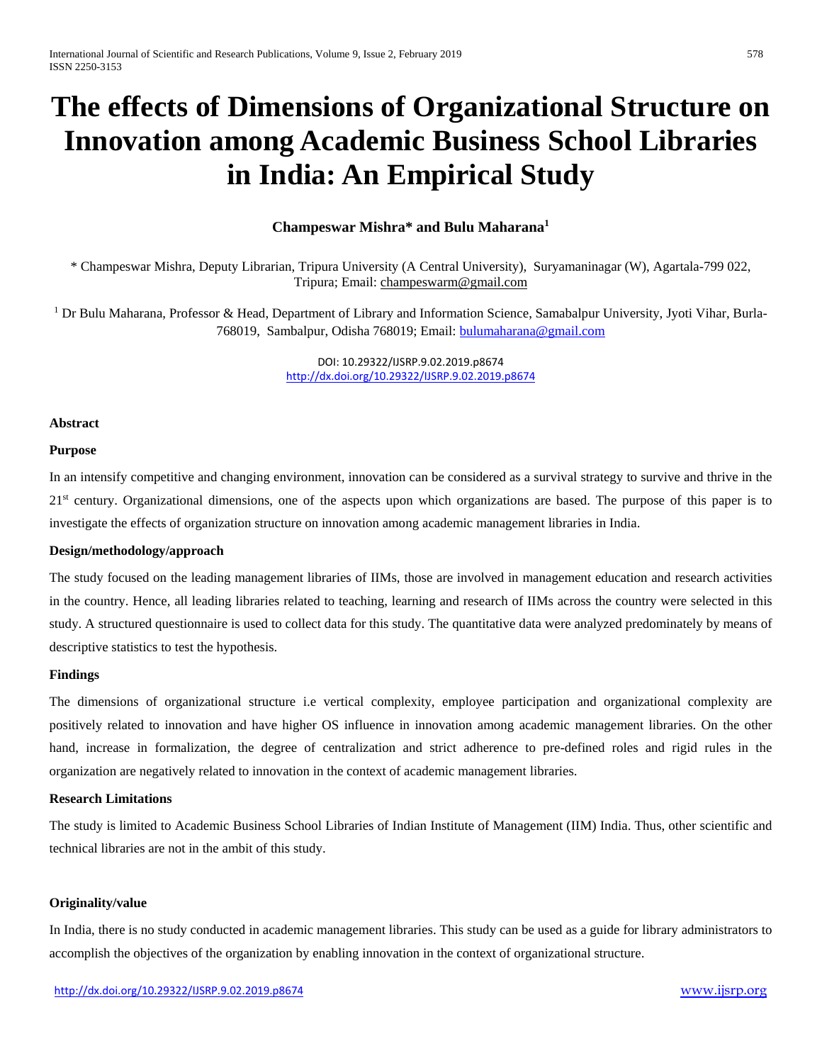# The effects of Dimensions of Organizational Structure on Innovation among Academic Business School Libraries in India: An Empirical Study

**Champeswar Mishra\* and Bulu Maharana[1]**

\* Champeswar Mishra, Deputy Librarian, Tripura University (A Central University), Suryamaninagar (W), Agartala-799 022, Tripura; Email: champeswarm@gmail.com

[1] Dr Bulu Maharana, Professor & Head, Department of Library and Information Science, Samabalpur University, Jyoti Vihar, Burla-768019, Sambalpur, Odisha 768019; Email: bulumaharana@gmail.com

DOI: 10.29322/IJSRP.9.02.2019.p8674
http://dx.doi.org/10.29322/IJSRP.9.02.2019.p8674

**Abstract**

**Purpose**

In an intensify competitive and changing environment, innovation can be considered as a survival strategy to survive and thrive in the 21st century. Organizational dimensions, one of the aspects upon which organizations are based. The purpose of this paper is to investigate the effects of organization structure on innovation among academic management libraries in India.

**Design/methodology/approach**

The study focused on the leading management libraries of IIMs, those are involved in management education and research activities in the country. Hence, all leading libraries related to teaching, learning and research of IIMs across the country were selected in this study. A structured questionnaire is used to collect data for this study. The quantitative data were analyzed predominately by means of descriptive statistics to test the hypothesis.

**Findings**

The dimensions of organizational structure i.e vertical complexity, employee participation and organizational complexity are positively related to innovation and have higher OS influence in innovation among academic management libraries. On the other hand, increase in formalization, the degree of centralization and strict adherence to pre-defined roles and rigid rules in the organization are negatively related to innovation in the context of academic management libraries.

**Research Limitations**

The study is limited to Academic Business School Libraries of Indian Institute of Management (IIM) India. Thus, other scientific and technical libraries are not in the ambit of this study.

**Originality/value**

In India, there is no study conducted in academic management libraries. This study can be used as a guide for library administrators to accomplish the objectives of the organization by enabling innovation in the context of organizational structure.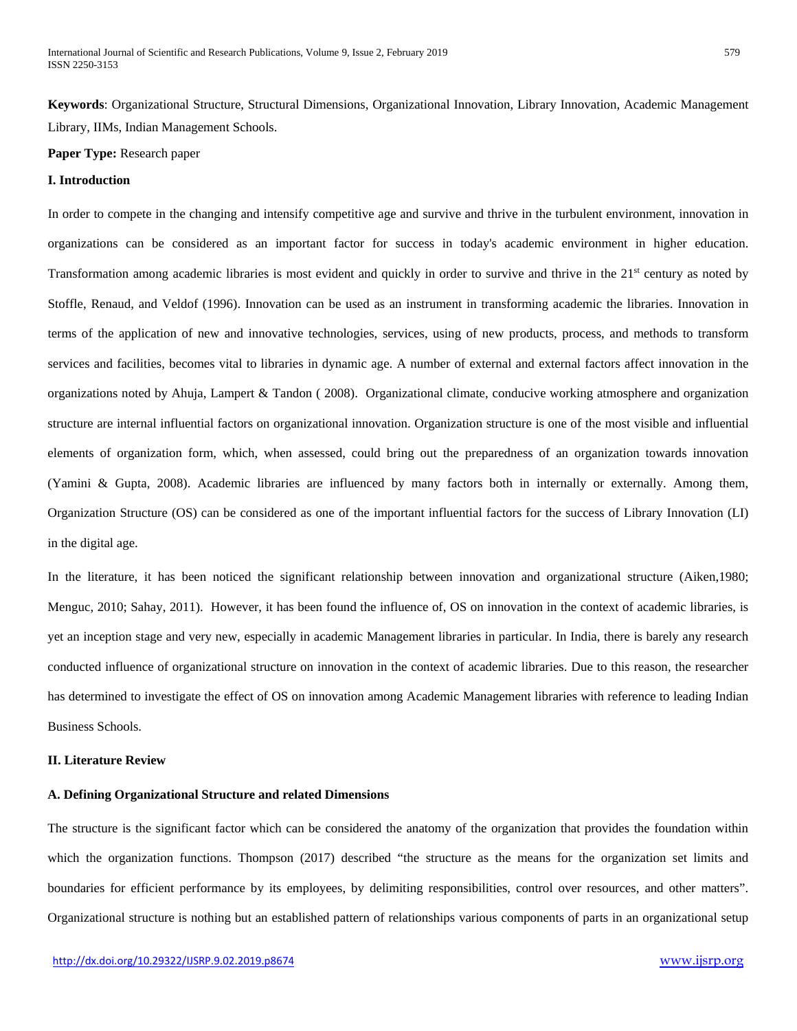**Keywords**: Organizational Structure, Structural Dimensions, Organizational Innovation, Library Innovation, Academic Management Library, IIMs, Indian Management Schools.

**Paper Type:** Research paper

## I. Introduction

In order to compete in the changing and intensify competitive age and survive and thrive in the turbulent environment, innovation in organizations can be considered as an important factor for success in today's academic environment in higher education. Transformation among academic libraries is most evident and quickly in order to survive and thrive in the 21st century as noted by Stoffle, Renaud, and Veldof (1996). Innovation can be used as an instrument in transforming academic the libraries. Innovation in terms of the application of new and innovative technologies, services, using of new products, process, and methods to transform services and facilities, becomes vital to libraries in dynamic age. A number of external and external factors affect innovation in the organizations noted by Ahuja, Lampert & Tandon ( 2008). Organizational climate, conducive working atmosphere and organization structure are internal influential factors on organizational innovation. Organization structure is one of the most visible and influential elements of organization form, which, when assessed, could bring out the preparedness of an organization towards innovation (Yamini & Gupta, 2008). Academic libraries are influenced by many factors both in internally or externally. Among them, Organization Structure (OS) can be considered as one of the important influential factors for the success of Library Innovation (LI) in the digital age.

In the literature, it has been noticed the significant relationship between innovation and organizational structure (Aiken,1980; Menguc, 2010; Sahay, 2011). However, it has been found the influence of, OS on innovation in the context of academic libraries, is yet an inception stage and very new, especially in academic Management libraries in particular. In India, there is barely any research conducted influence of organizational structure on innovation in the context of academic libraries. Due to this reason, the researcher has determined to investigate the effect of OS on innovation among Academic Management libraries with reference to leading Indian Business Schools.

## II. Literature Review

### A. Defining Organizational Structure and related Dimensions

The structure is the significant factor which can be considered the anatomy of the organization that provides the foundation within which the organization functions. Thompson (2017) described "the structure as the means for the organization set limits and boundaries for efficient performance by its employees, by delimiting responsibilities, control over resources, and other matters". Organizational structure is nothing but an established pattern of relationships various components of parts in an organizational setup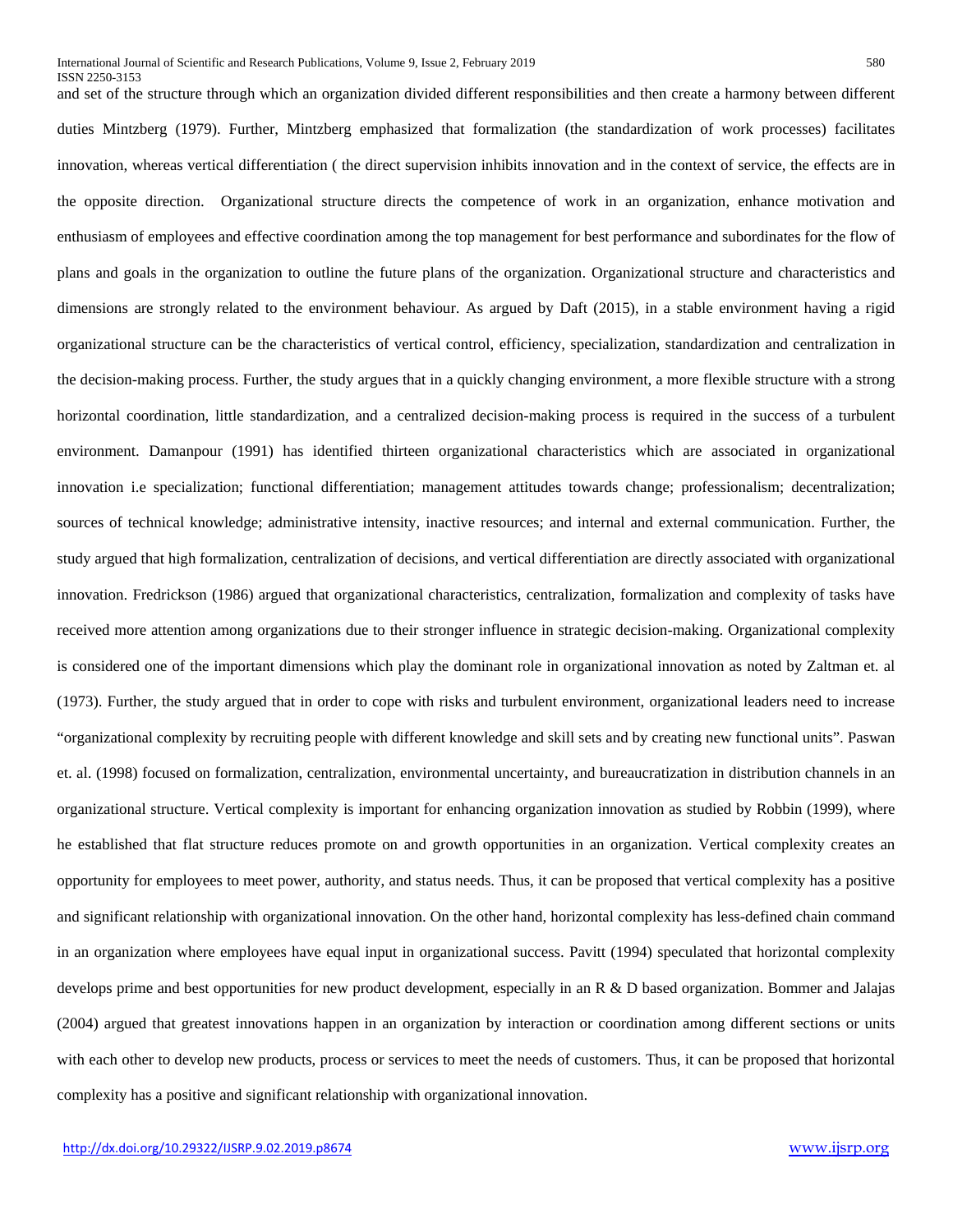and set of the structure through which an organization divided different responsibilities and then create a harmony between different duties Mintzberg (1979). Further, Mintzberg emphasized that formalization (the standardization of work processes) facilitates innovation, whereas vertical differentiation ( the direct supervision inhibits innovation and in the context of service, the effects are in the opposite direction. Organizational structure directs the competence of work in an organization, enhance motivation and enthusiasm of employees and effective coordination among the top management for best performance and subordinates for the flow of plans and goals in the organization to outline the future plans of the organization. Organizational structure and characteristics and dimensions are strongly related to the environment behaviour. As argued by Daft (2015), in a stable environment having a rigid organizational structure can be the characteristics of vertical control, efficiency, specialization, standardization and centralization in the decision-making process. Further, the study argues that in a quickly changing environment, a more flexible structure with a strong horizontal coordination, little standardization, and a centralized decision-making process is required in the success of a turbulent environment. Damanpour (1991) has identified thirteen organizational characteristics which are associated in organizational innovation i.e specialization; functional differentiation; management attitudes towards change; professionalism; decentralization; sources of technical knowledge; administrative intensity, inactive resources; and internal and external communication. Further, the study argued that high formalization, centralization of decisions, and vertical differentiation are directly associated with organizational innovation. Fredrickson (1986) argued that organizational characteristics, centralization, formalization and complexity of tasks have received more attention among organizations due to their stronger influence in strategic decision-making. Organizational complexity is considered one of the important dimensions which play the dominant role in organizational innovation as noted by Zaltman et. al (1973). Further, the study argued that in order to cope with risks and turbulent environment, organizational leaders need to increase "organizational complexity by recruiting people with different knowledge and skill sets and by creating new functional units". Paswan et. al. (1998) focused on formalization, centralization, environmental uncertainty, and bureaucratization in distribution channels in an organizational structure. Vertical complexity is important for enhancing organization innovation as studied by Robbin (1999), where he established that flat structure reduces promote on and growth opportunities in an organization. Vertical complexity creates an opportunity for employees to meet power, authority, and status needs. Thus, it can be proposed that vertical complexity has a positive and significant relationship with organizational innovation. On the other hand, horizontal complexity has less-defined chain command in an organization where employees have equal input in organizational success. Pavitt (1994) speculated that horizontal complexity develops prime and best opportunities for new product development, especially in an R & D based organization. Bommer and Jalajas (2004) argued that greatest innovations happen in an organization by interaction or coordination among different sections or units with each other to develop new products, process or services to meet the needs of customers. Thus, it can be proposed that horizontal complexity has a positive and significant relationship with organizational innovation.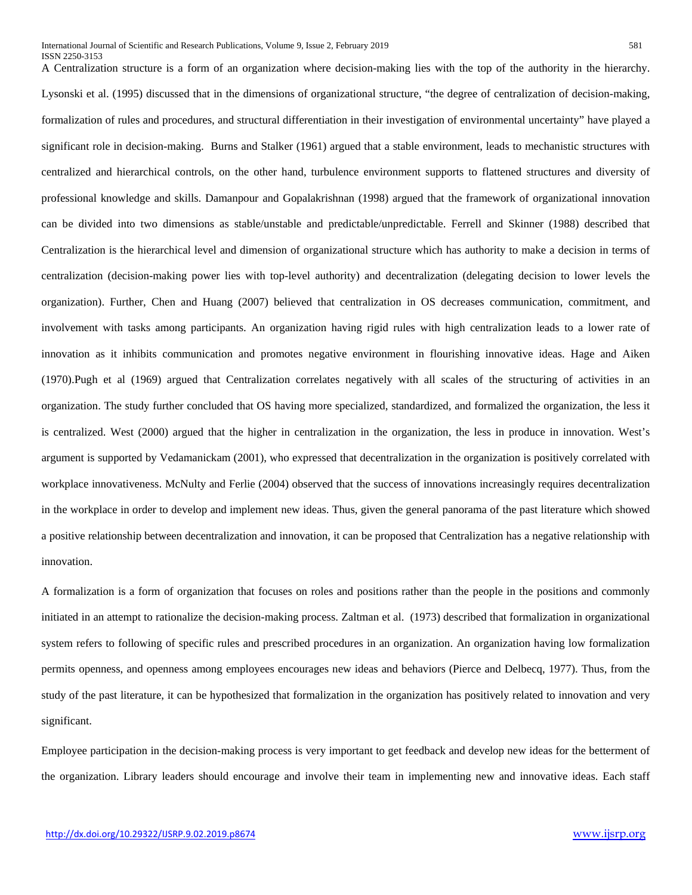A Centralization structure is a form of an organization where decision-making lies with the top of the authority in the hierarchy. Lysonski et al. (1995) discussed that in the dimensions of organizational structure, "the degree of centralization of decision-making, formalization of rules and procedures, and structural differentiation in their investigation of environmental uncertainty" have played a significant role in decision-making. Burns and Stalker (1961) argued that a stable environment, leads to mechanistic structures with centralized and hierarchical controls, on the other hand, turbulence environment supports to flattened structures and diversity of professional knowledge and skills. Damanpour and Gopalakrishnan (1998) argued that the framework of organizational innovation can be divided into two dimensions as stable/unstable and predictable/unpredictable. Ferrell and Skinner (1988) described that Centralization is the hierarchical level and dimension of organizational structure which has authority to make a decision in terms of centralization (decision-making power lies with top-level authority) and decentralization (delegating decision to lower levels the organization). Further, Chen and Huang (2007) believed that centralization in OS decreases communication, commitment, and involvement with tasks among participants. An organization having rigid rules with high centralization leads to a lower rate of innovation as it inhibits communication and promotes negative environment in flourishing innovative ideas. Hage and Aiken (1970).Pugh et al (1969) argued that Centralization correlates negatively with all scales of the structuring of activities in an organization. The study further concluded that OS having more specialized, standardized, and formalized the organization, the less it is centralized. West (2000) argued that the higher in centralization in the organization, the less in produce in innovation. West's argument is supported by Vedamanickam (2001), who expressed that decentralization in the organization is positively correlated with workplace innovativeness. McNulty and Ferlie (2004) observed that the success of innovations increasingly requires decentralization in the workplace in order to develop and implement new ideas. Thus, given the general panorama of the past literature which showed a positive relationship between decentralization and innovation, it can be proposed that Centralization has a negative relationship with innovation.

A formalization is a form of organization that focuses on roles and positions rather than the people in the positions and commonly initiated in an attempt to rationalize the decision-making process. Zaltman et al. (1973) described that formalization in organizational system refers to following of specific rules and prescribed procedures in an organization. An organization having low formalization permits openness, and openness among employees encourages new ideas and behaviors (Pierce and Delbecq, 1977). Thus, from the study of the past literature, it can be hypothesized that formalization in the organization has positively related to innovation and very significant.

Employee participation in the decision-making process is very important to get feedback and develop new ideas for the betterment of the organization. Library leaders should encourage and involve their team in implementing new and innovative ideas. Each staff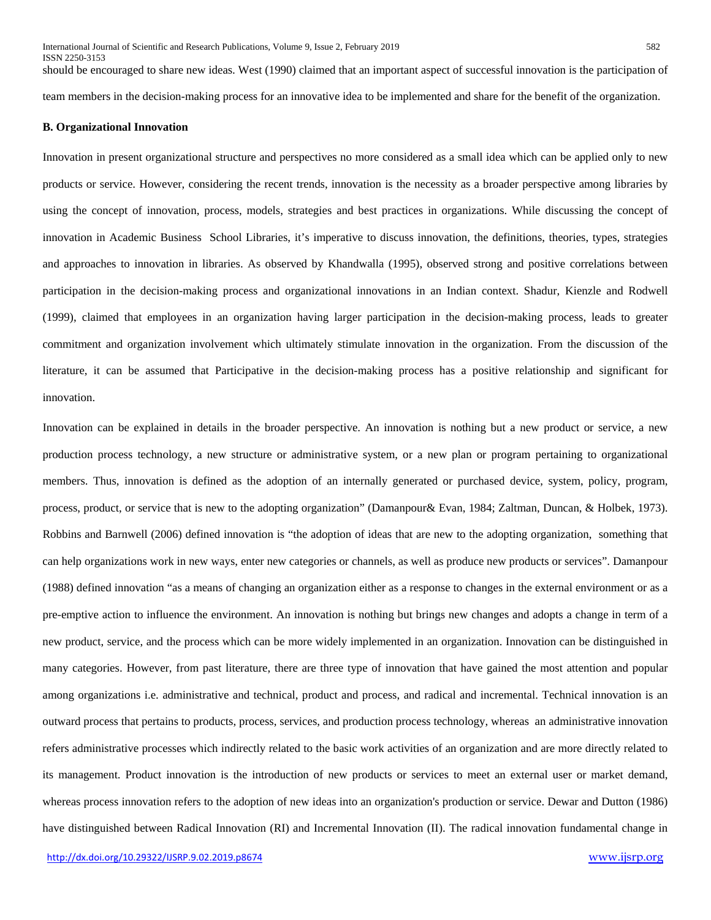should be encouraged to share new ideas. West (1990) claimed that an important aspect of successful innovation is the participation of team members in the decision-making process for an innovative idea to be implemented and share for the benefit of the organization.

**B. Organizational Innovation**

Innovation in present organizational structure and perspectives no more considered as a small idea which can be applied only to new products or service. However, considering the recent trends, innovation is the necessity as a broader perspective among libraries by using the concept of innovation, process, models, strategies and best practices in organizations. While discussing the concept of innovation in Academic Business School Libraries, it's imperative to discuss innovation, the definitions, theories, types, strategies and approaches to innovation in libraries. As observed by Khandwalla (1995), observed strong and positive correlations between participation in the decision-making process and organizational innovations in an Indian context. Shadur, Kienzle and Rodwell (1999), claimed that employees in an organization having larger participation in the decision-making process, leads to greater commitment and organization involvement which ultimately stimulate innovation in the organization. From the discussion of the literature, it can be assumed that Participative in the decision-making process has a positive relationship and significant for innovation.

Innovation can be explained in details in the broader perspective. An innovation is nothing but a new product or service, a new production process technology, a new structure or administrative system, or a new plan or program pertaining to organizational members. Thus, innovation is defined as the adoption of an internally generated or purchased device, system, policy, program, process, product, or service that is new to the adopting organization" (Damanpour& Evan, 1984; Zaltman, Duncan, & Holbek, 1973). Robbins and Barnwell (2006) defined innovation is "the adoption of ideas that are new to the adopting organization, something that can help organizations work in new ways, enter new categories or channels, as well as produce new products or services". Damanpour (1988) defined innovation "as a means of changing an organization either as a response to changes in the external environment or as a pre-emptive action to influence the environment. An innovation is nothing but brings new changes and adopts a change in term of a new product, service, and the process which can be more widely implemented in an organization. Innovation can be distinguished in many categories. However, from past literature, there are three type of innovation that have gained the most attention and popular among organizations i.e. administrative and technical, product and process, and radical and incremental. Technical innovation is an outward process that pertains to products, process, services, and production process technology, whereas an administrative innovation refers administrative processes which indirectly related to the basic work activities of an organization and are more directly related to its management. Product innovation is the introduction of new products or services to meet an external user or market demand, whereas process innovation refers to the adoption of new ideas into an organization's production or service. Dewar and Dutton (1986) have distinguished between Radical Innovation (RI) and Incremental Innovation (II). The radical innovation fundamental change in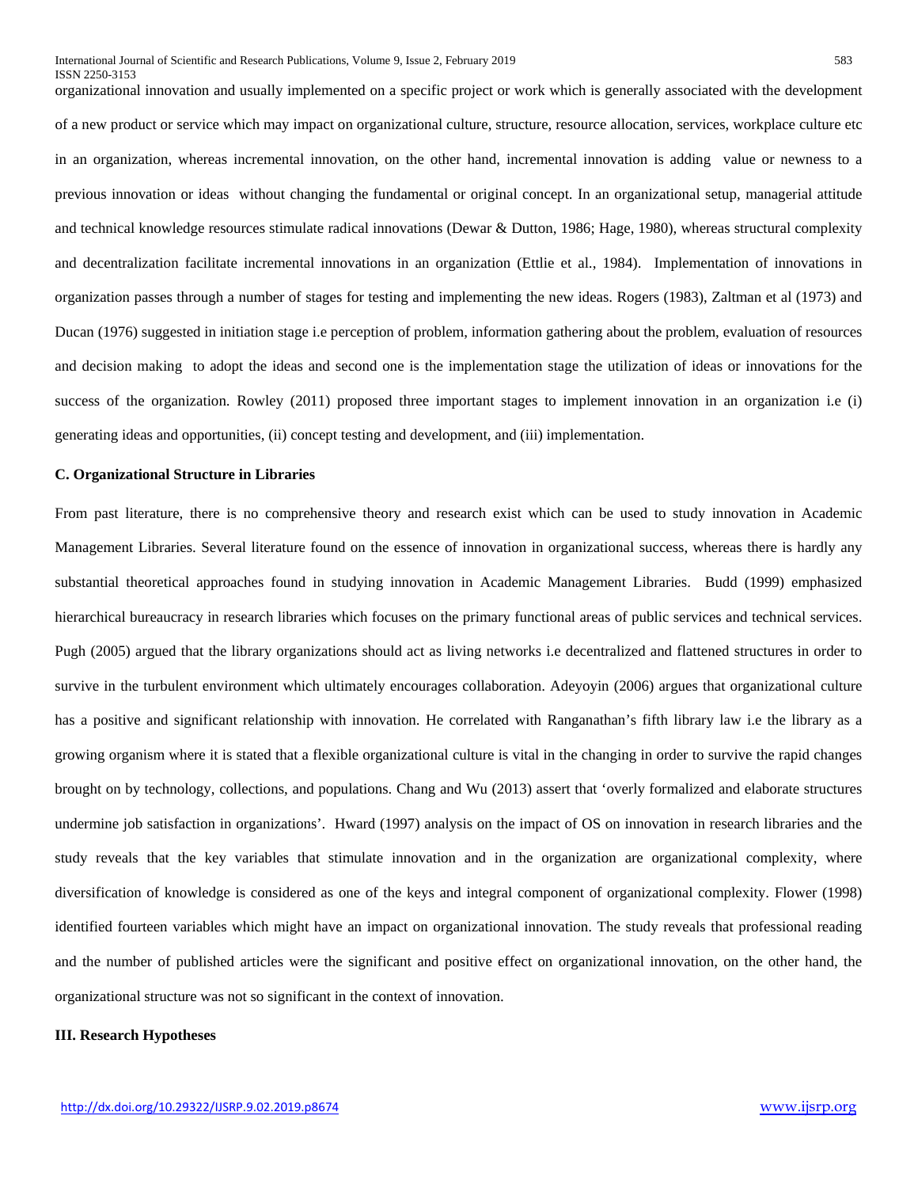organizational innovation and usually implemented on a specific project or work which is generally associated with the development of a new product or service which may impact on organizational culture, structure, resource allocation, services, workplace culture etc in an organization, whereas incremental innovation, on the other hand, incremental innovation is adding value or newness to a previous innovation or ideas without changing the fundamental or original concept. In an organizational setup, managerial attitude and technical knowledge resources stimulate radical innovations (Dewar & Dutton, 1986; Hage, 1980), whereas structural complexity and decentralization facilitate incremental innovations in an organization (Ettlie et al., 1984). Implementation of innovations in organization passes through a number of stages for testing and implementing the new ideas. Rogers (1983), Zaltman et al (1973) and Ducan (1976) suggested in initiation stage i.e perception of problem, information gathering about the problem, evaluation of resources and decision making to adopt the ideas and second one is the implementation stage the utilization of ideas or innovations for the success of the organization. Rowley (2011) proposed three important stages to implement innovation in an organization i.e (i) generating ideas and opportunities, (ii) concept testing and development, and (iii) implementation.

### C. Organizational Structure in Libraries

From past literature, there is no comprehensive theory and research exist which can be used to study innovation in Academic Management Libraries. Several literature found on the essence of innovation in organizational success, whereas there is hardly any substantial theoretical approaches found in studying innovation in Academic Management Libraries. Budd (1999) emphasized hierarchical bureaucracy in research libraries which focuses on the primary functional areas of public services and technical services. Pugh (2005) argued that the library organizations should act as living networks i.e decentralized and flattened structures in order to survive in the turbulent environment which ultimately encourages collaboration. Adeyoyin (2006) argues that organizational culture has a positive and significant relationship with innovation. He correlated with Ranganathan's fifth library law i.e the library as a growing organism where it is stated that a flexible organizational culture is vital in the changing in order to survive the rapid changes brought on by technology, collections, and populations. Chang and Wu (2013) assert that 'overly formalized and elaborate structures undermine job satisfaction in organizations'. Hward (1997) analysis on the impact of OS on innovation in research libraries and the study reveals that the key variables that stimulate innovation and in the organization are organizational complexity, where diversification of knowledge is considered as one of the keys and integral component of organizational complexity. Flower (1998) identified fourteen variables which might have an impact on organizational innovation. The study reveals that professional reading and the number of published articles were the significant and positive effect on organizational innovation, on the other hand, the organizational structure was not so significant in the context of innovation.

## III. Research Hypotheses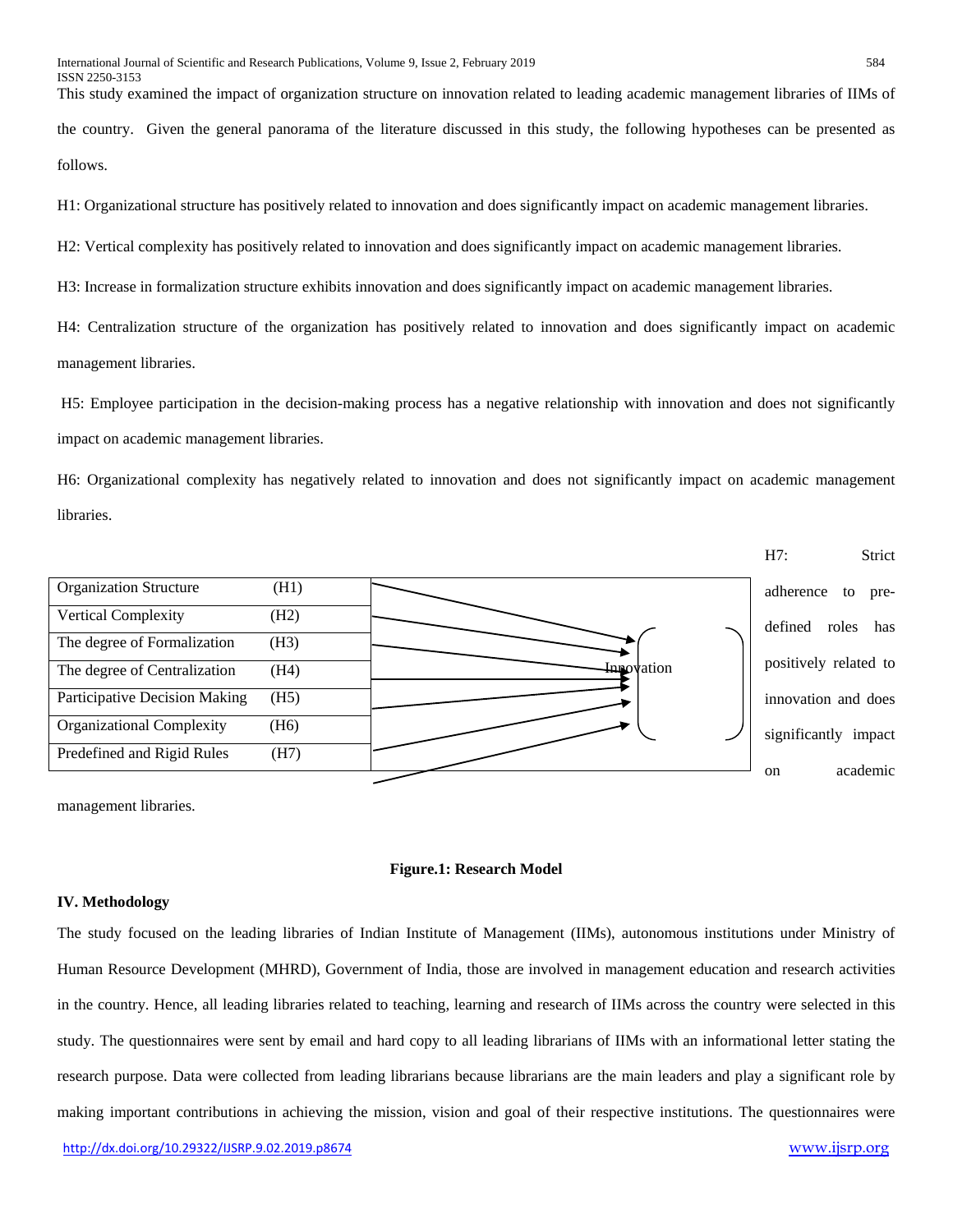This study examined the impact of organization structure on innovation related to leading academic management libraries of IIMs of the country. Given the general panorama of the literature discussed in this study, the following hypotheses can be presented as follows.

H1: Organizational structure has positively related to innovation and does significantly impact on academic management libraries.

H2: Vertical complexity has positively related to innovation and does significantly impact on academic management libraries.

H3: Increase in formalization structure exhibits innovation and does significantly impact on academic management libraries.

H4: Centralization structure of the organization has positively related to innovation and does significantly impact on academic management libraries.

H5: Employee participation in the decision-making process has a negative relationship with innovation and does not significantly impact on academic management libraries.

H6: Organizational complexity has negatively related to innovation and does not significantly impact on academic management libraries.

H7: Strict adherence to pre-defined roles has positively related to innovation and does significantly impact on academic management libraries.

| Variable | Hypothesis | Outcome |
|---|---|---|
| Organization Structure | (H1) | Innovation |
| Vertical Complexity | (H2) | |
| The degree of Formalization | (H3) | |
| The degree of Centralization | (H4) | |
| Participative Decision Making | (H5) | |
| Organizational Complexity | (H6) | |
| Predefined and Rigid Rules | (H7) | |

**Figure.1: Research Model**

## IV. Methodology

The study focused on the leading libraries of Indian Institute of Management (IIMs), autonomous institutions under Ministry of Human Resource Development (MHRD), Government of India, those are involved in management education and research activities in the country. Hence, all leading libraries related to teaching, learning and research of IIMs across the country were selected in this study. The questionnaires were sent by email and hard copy to all leading librarians of IIMs with an informational letter stating the research purpose. Data were collected from leading librarians because librarians are the main leaders and play a significant role by making important contributions in achieving the mission, vision and goal of their respective institutions. The questionnaires were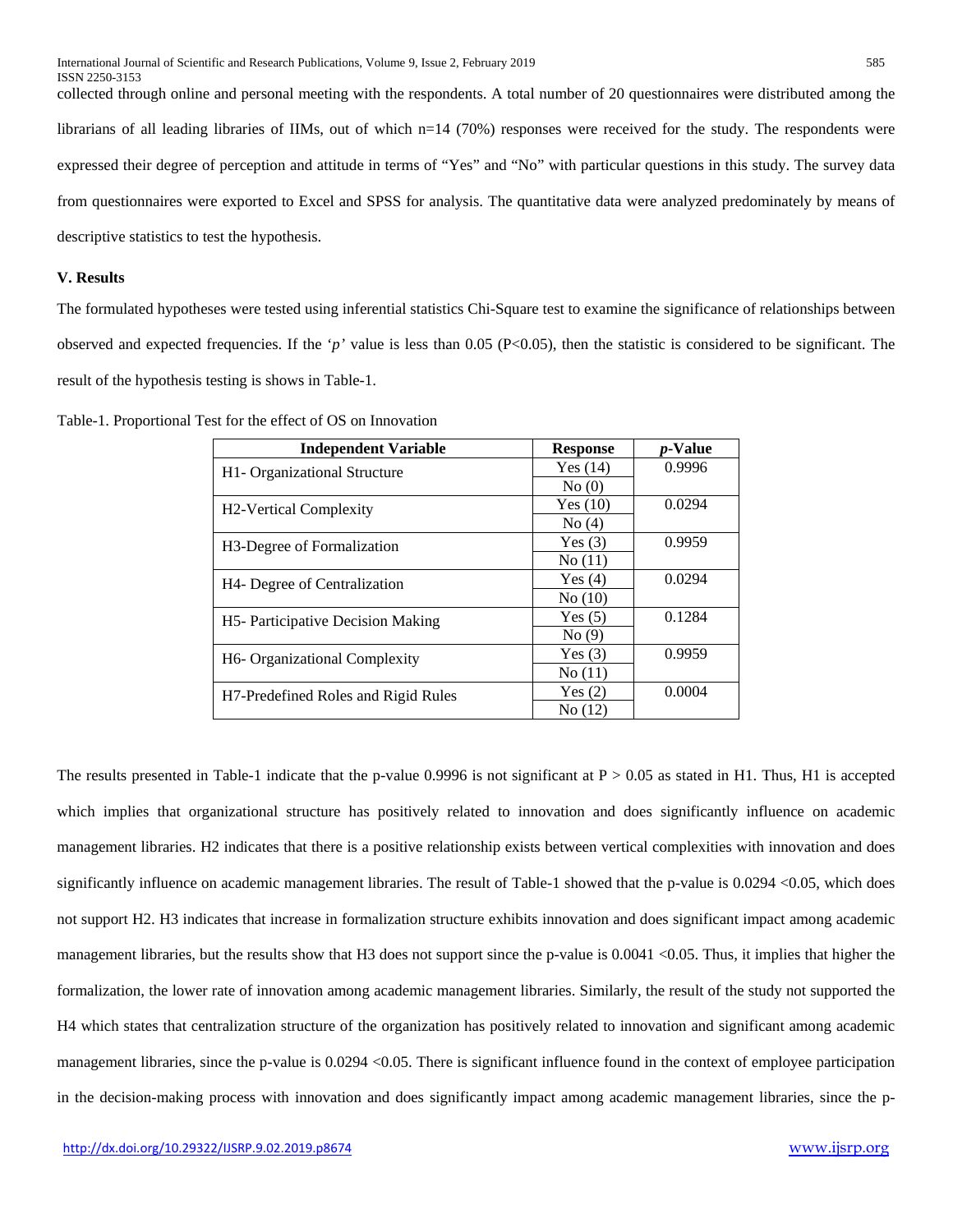collected through online and personal meeting with the respondents. A total number of 20 questionnaires were distributed among the librarians of all leading libraries of IIMs, out of which n=14 (70%) responses were received for the study. The respondents were expressed their degree of perception and attitude in terms of "Yes" and "No" with particular questions in this study. The survey data from questionnaires were exported to Excel and SPSS for analysis. The quantitative data were analyzed predominately by means of descriptive statistics to test the hypothesis.

## V. Results

The formulated hypotheses were tested using inferential statistics Chi-Square test to examine the significance of relationships between observed and expected frequencies. If the '*p*' value is less than 0.05 ($P<0.05$), then the statistic is considered to be significant. The result of the hypothesis testing is shows in Table-1.

Table-1. Proportional Test for the effect of OS on Innovation

| Independent Variable | Response | *p*-Value |
|---|---|---|
| H1- Organizational Structure | Yes (14) | 0.9996 |
| | No (0) | |
| H2-Vertical Complexity | Yes (10) | 0.0294 |
| | No (4) | |
| H3-Degree of Formalization | Yes (3) | 0.9959 |
| | No (11) | |
| H4- Degree of Centralization | Yes (4) | 0.0294 |
| | No (10) | |
| H5- Participative Decision Making | Yes (5) | 0.1284 |
| | No (9) | |
| H6- Organizational Complexity | Yes (3) | 0.9959 |
| | No (11) | |
| H7-Predefined Roles and Rigid Rules | Yes (2) | 0.0004 |
| | No (12) | |

The results presented in Table-1 indicate that the p-value 0.9996 is not significant at $P > 0.05$ as stated in H1. Thus, H1 is accepted which implies that organizational structure has positively related to innovation and does significantly influence on academic management libraries. H2 indicates that there is a positive relationship exists between vertical complexities with innovation and does significantly influence on academic management libraries. The result of Table-1 showed that the p-value is 0.0294 <0.05, which does not support H2. H3 indicates that increase in formalization structure exhibits innovation and does significant impact among academic management libraries, but the results show that H3 does not support since the p-value is 0.0041 <0.05. Thus, it implies that higher the formalization, the lower rate of innovation among academic management libraries. Similarly, the result of the study not supported the H4 which states that centralization structure of the organization has positively related to innovation and significant among academic management libraries, since the p-value is 0.0294 <0.05. There is significant influence found in the context of employee participation in the decision-making process with innovation and does significantly impact among academic management libraries, since the p-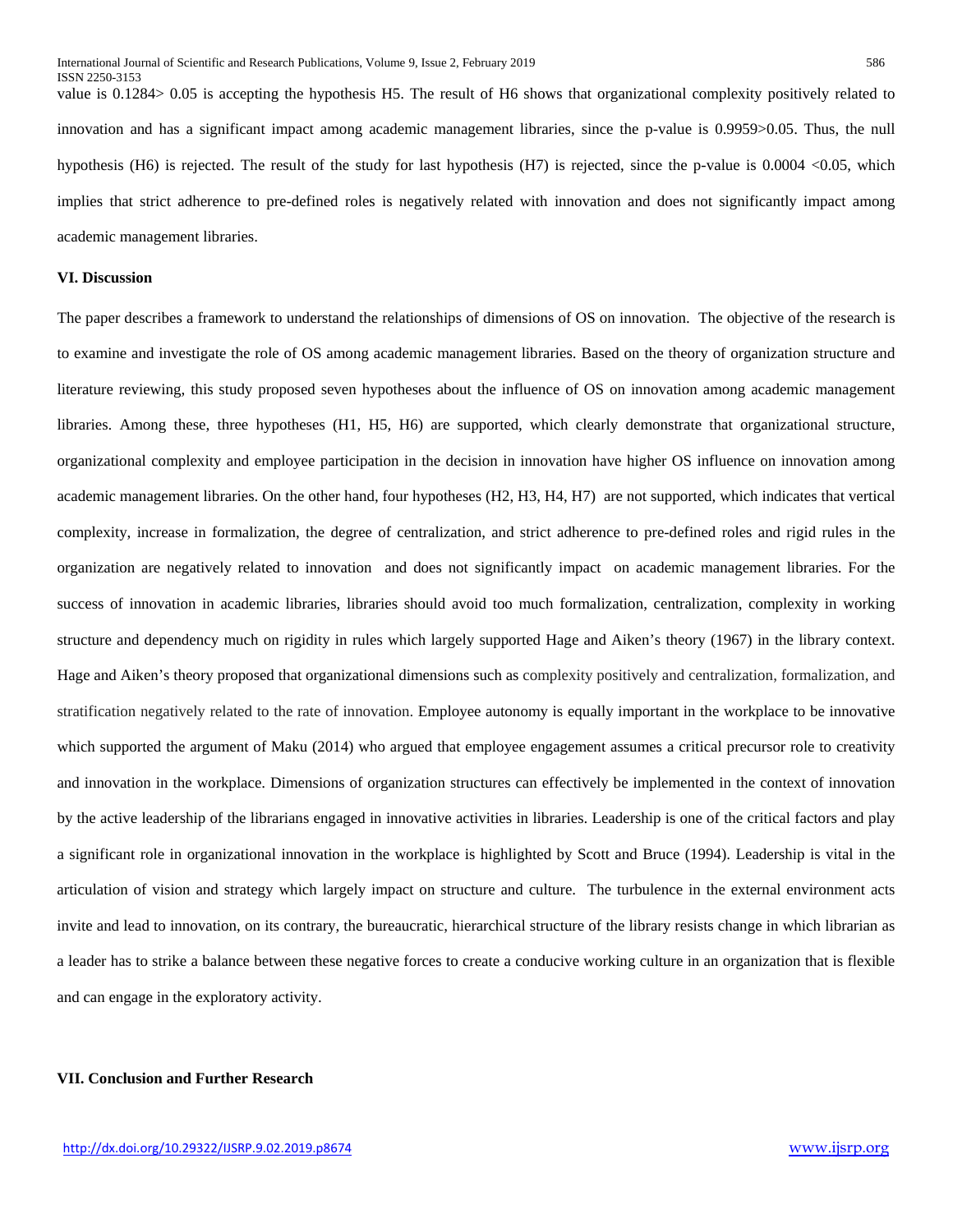value is 0.1284> 0.05 is accepting the hypothesis H5. The result of H6 shows that organizational complexity positively related to innovation and has a significant impact among academic management libraries, since the p-value is 0.9959>0.05. Thus, the null hypothesis (H6) is rejected. The result of the study for last hypothesis (H7) is rejected, since the p-value is 0.0004 <0.05, which implies that strict adherence to pre-defined roles is negatively related with innovation and does not significantly impact among academic management libraries.

### VI. Discussion

The paper describes a framework to understand the relationships of dimensions of OS on innovation. The objective of the research is to examine and investigate the role of OS among academic management libraries. Based on the theory of organization structure and literature reviewing, this study proposed seven hypotheses about the influence of OS on innovation among academic management libraries. Among these, three hypotheses (H1, H5, H6) are supported, which clearly demonstrate that organizational structure, organizational complexity and employee participation in the decision in innovation have higher OS influence on innovation among academic management libraries. On the other hand, four hypotheses (H2, H3, H4, H7) are not supported, which indicates that vertical complexity, increase in formalization, the degree of centralization, and strict adherence to pre-defined roles and rigid rules in the organization are negatively related to innovation and does not significantly impact on academic management libraries. For the success of innovation in academic libraries, libraries should avoid too much formalization, centralization, complexity in working structure and dependency much on rigidity in rules which largely supported Hage and Aiken's theory (1967) in the library context. Hage and Aiken's theory proposed that organizational dimensions such as complexity positively and centralization, formalization, and stratification negatively related to the rate of innovation. Employee autonomy is equally important in the workplace to be innovative which supported the argument of Maku (2014) who argued that employee engagement assumes a critical precursor role to creativity and innovation in the workplace. Dimensions of organization structures can effectively be implemented in the context of innovation by the active leadership of the librarians engaged in innovative activities in libraries. Leadership is one of the critical factors and play a significant role in organizational innovation in the workplace is highlighted by Scott and Bruce (1994). Leadership is vital in the articulation of vision and strategy which largely impact on structure and culture. The turbulence in the external environment acts invite and lead to innovation, on its contrary, the bureaucratic, hierarchical structure of the library resists change in which librarian as a leader has to strike a balance between these negative forces to create a conducive working culture in an organization that is flexible and can engage in the exploratory activity.

### VII. Conclusion and Further Research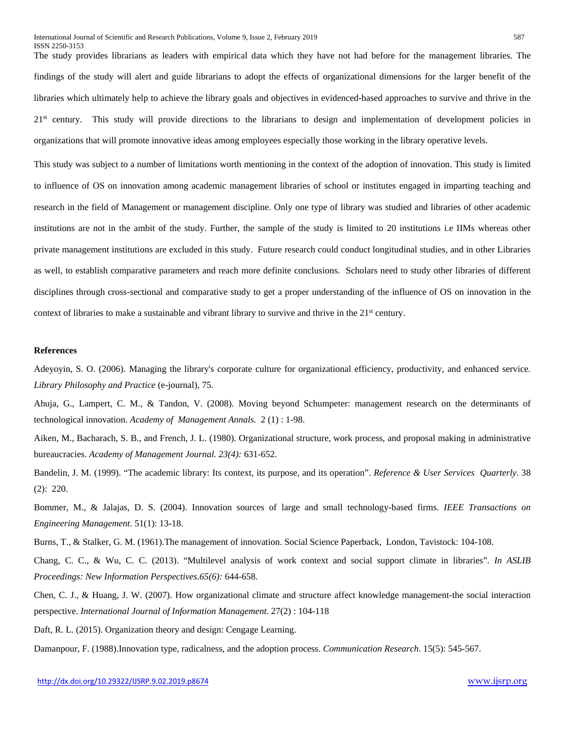The study provides librarians as leaders with empirical data which they have not had before for the management libraries. The findings of the study will alert and guide librarians to adopt the effects of organizational dimensions for the larger benefit of the libraries which ultimately help to achieve the library goals and objectives in evidenced-based approaches to survive and thrive in the 21st century. This study will provide directions to the librarians to design and implementation of development policies in organizations that will promote innovative ideas among employees especially those working in the library operative levels.

This study was subject to a number of limitations worth mentioning in the context of the adoption of innovation. This study is limited to influence of OS on innovation among academic management libraries of school or institutes engaged in imparting teaching and research in the field of Management or management discipline. Only one type of library was studied and libraries of other academic institutions are not in the ambit of the study. Further, the sample of the study is limited to 20 institutions i.e IIMs whereas other private management institutions are excluded in this study. Future research could conduct longitudinal studies, and in other Libraries as well, to establish comparative parameters and reach more definite conclusions. Scholars need to study other libraries of different disciplines through cross-sectional and comparative study to get a proper understanding of the influence of OS on innovation in the context of libraries to make a sustainable and vibrant library to survive and thrive in the 21st century.

**References**

Adeyoyin, S. O. (2006). Managing the library's corporate culture for organizational efficiency, productivity, and enhanced service. *Library Philosophy and Practice* (e-journal), 75.

Ahuja, G., Lampert, C. M., & Tandon, V. (2008). Moving beyond Schumpeter: management research on the determinants of technological innovation. *Academy of Management Annals.* 2 (1) : 1-98.

Aiken, M., Bacharach, S. B., and French, J. L. (1980). Organizational structure, work process, and proposal making in administrative bureaucracies. *Academy of Management Journal. 23(4):* 631-652.

Bandelin, J. M. (1999). "The academic library: Its context, its purpose, and its operation". *Reference & User Services Quarterly*. 38 (2): 220.

Bommer, M., & Jalajas, D. S. (2004). Innovation sources of large and small technology-based firms. *IEEE Transactions on Engineering Management*. 51(1): 13-18.

Burns, T., & Stalker, G. M. (1961).The management of innovation. Social Science Paperback, London, Tavistock: 104-108.

Chang, C. C., & Wu, C. C. (2013). "Multilevel analysis of work context and social support climate in libraries". *In ASLIB Proceedings: New Information Perspectives.65(6):* 644-658.

Chen, C. J., & Huang, J. W. (2007). How organizational climate and structure affect knowledge management-the social interaction perspective. *International Journal of Information Management*. 27(2) : 104-118

Daft, R. L. (2015). Organization theory and design: Cengage Learning.

Damanpour, F. (1988).Innovation type, radicalness, and the adoption process. *Communication Research*. 15(5): 545-567.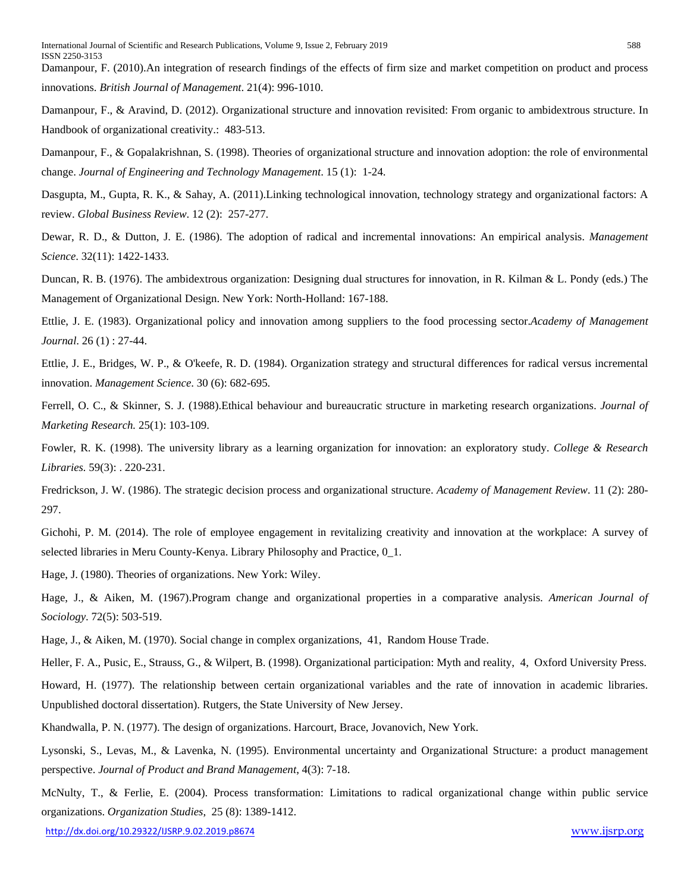Damanpour, F. (2010).An integration of research findings of the effects of firm size and market competition on product and process innovations. *British Journal of Management*. 21(4): 996-1010.

Damanpour, F., & Aravind, D. (2012). Organizational structure and innovation revisited: From organic to ambidextrous structure. In Handbook of organizational creativity.: 483-513.

Damanpour, F., & Gopalakrishnan, S. (1998). Theories of organizational structure and innovation adoption: the role of environmental change. *Journal of Engineering and Technology Management*. 15 (1): 1-24.

Dasgupta, M., Gupta, R. K., & Sahay, A. (2011).Linking technological innovation, technology strategy and organizational factors: A review. *Global Business Review*. 12 (2): 257-277.

Dewar, R. D., & Dutton, J. E. (1986). The adoption of radical and incremental innovations: An empirical analysis. *Management Science*. 32(11): 1422-1433.

Duncan, R. B. (1976). The ambidextrous organization: Designing dual structures for innovation, in R. Kilman & L. Pondy (eds.) The Management of Organizational Design. New York: North-Holland: 167-188.

Ettlie, J. E. (1983). Organizational policy and innovation among suppliers to the food processing sector.*Academy of Management Journal*. 26 (1) : 27-44.

Ettlie, J. E., Bridges, W. P., & O'keefe, R. D. (1984). Organization strategy and structural differences for radical versus incremental innovation. *Management Science*. 30 (6): 682-695.

Ferrell, O. C., & Skinner, S. J. (1988).Ethical behaviour and bureaucratic structure in marketing research organizations. *Journal of Marketing Research.* 25(1): 103-109.

Fowler, R. K. (1998). The university library as a learning organization for innovation: an exploratory study. *College & Research Libraries.* 59(3): . 220-231.

Fredrickson, J. W. (1986). The strategic decision process and organizational structure. *Academy of Management Review*. 11 (2): 280-297.

Gichohi, P. M. (2014). The role of employee engagement in revitalizing creativity and innovation at the workplace: A survey of selected libraries in Meru County-Kenya. Library Philosophy and Practice, 0_1.

Hage, J. (1980). Theories of organizations. New York: Wiley.

Hage, J., & Aiken, M. (1967).Program change and organizational properties in a comparative analysis. *American Journal of Sociology*. 72(5): 503-519.

Hage, J., & Aiken, M. (1970). Social change in complex organizations, 41, Random House Trade.

Heller, F. A., Pusic, E., Strauss, G., & Wilpert, B. (1998). Organizational participation: Myth and reality, 4, Oxford University Press.

Howard, H. (1977). The relationship between certain organizational variables and the rate of innovation in academic libraries. Unpublished doctoral dissertation). Rutgers, the State University of New Jersey.

Khandwalla, P. N. (1977). The design of organizations. Harcourt, Brace, Jovanovich, New York.

Lysonski, S., Levas, M., & Lavenka, N. (1995). Environmental uncertainty and Organizational Structure: a product management perspective. *Journal of Product and Brand Management*, 4(3): 7-18.

McNulty, T., & Ferlie, E. (2004). Process transformation: Limitations to radical organizational change within public service organizations. *Organization Studies*, 25 (8): 1389-1412.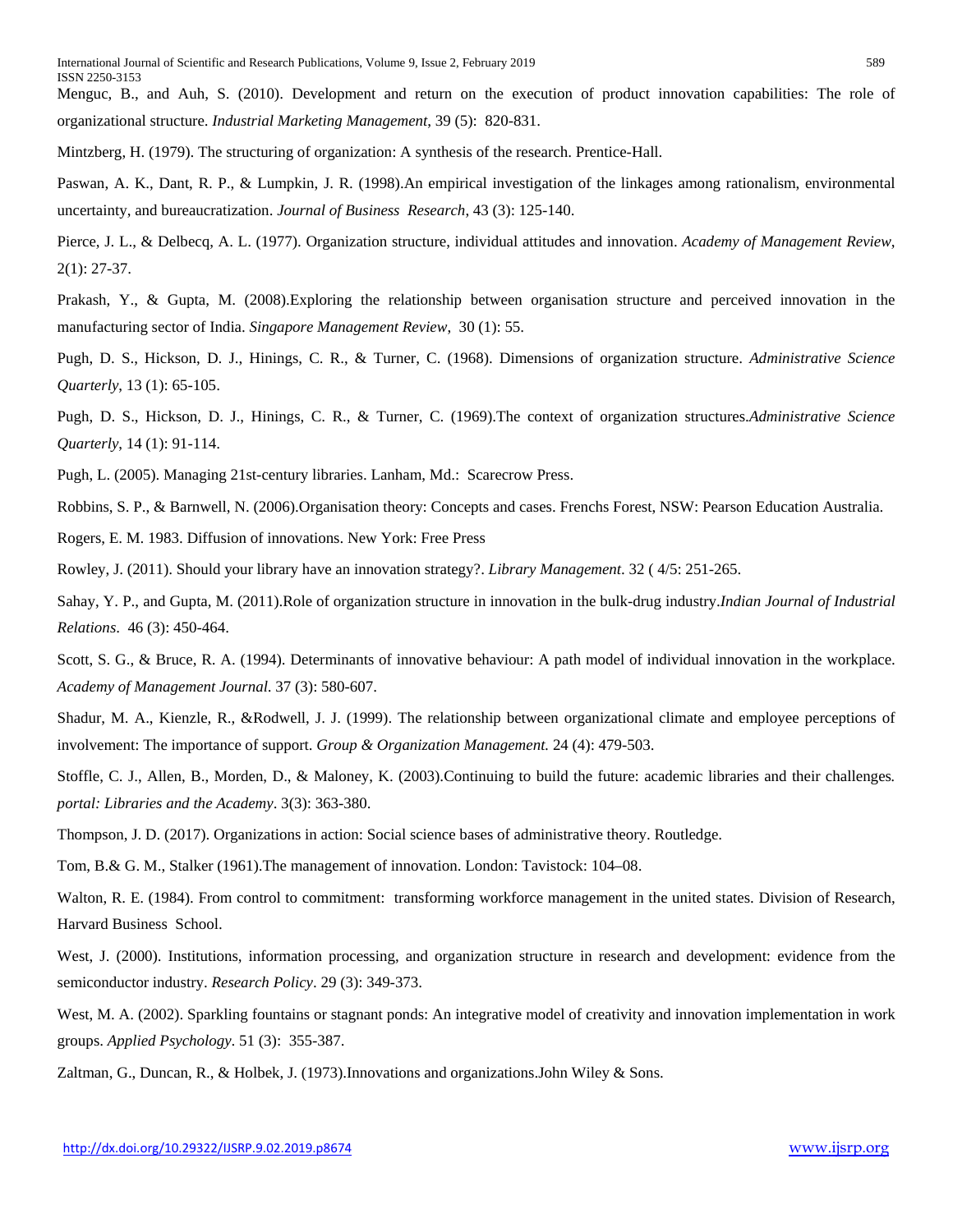Menguc, B., and Auh, S. (2010). Development and return on the execution of product innovation capabilities: The role of organizational structure. *Industrial Marketing Management*, 39 (5): 820-831.

Mintzberg, H. (1979). The structuring of organization: A synthesis of the research. Prentice-Hall.

Paswan, A. K., Dant, R. P., & Lumpkin, J. R. (1998).An empirical investigation of the linkages among rationalism, environmental uncertainty, and bureaucratization. *Journal of Business Research*, 43 (3): 125-140.

Pierce, J. L., & Delbecq, A. L. (1977). Organization structure, individual attitudes and innovation. *Academy of Management Review*, 2(1): 27-37.

Prakash, Y., & Gupta, M. (2008).Exploring the relationship between organisation structure and perceived innovation in the manufacturing sector of India. *Singapore Management Review*, 30 (1): 55.

Pugh, D. S., Hickson, D. J., Hinings, C. R., & Turner, C. (1968). Dimensions of organization structure. *Administrative Science Quarterly*, 13 (1): 65-105.

Pugh, D. S., Hickson, D. J., Hinings, C. R., & Turner, C. (1969).The context of organization structures.*Administrative Science Quarterly*, 14 (1): 91-114.

Pugh, L. (2005). Managing 21st-century libraries. Lanham, Md.: Scarecrow Press.

Robbins, S. P., & Barnwell, N. (2006).Organisation theory: Concepts and cases. Frenchs Forest, NSW: Pearson Education Australia.

Rogers, E. M. 1983. Diffusion of innovations. New York: Free Press

Rowley, J. (2011). Should your library have an innovation strategy?. *Library Management*. 32 ( 4/5: 251-265.

Sahay, Y. P., and Gupta, M. (2011).Role of organization structure in innovation in the bulk-drug industry.*Indian Journal of Industrial Relations*. 46 (3): 450-464.

Scott, S. G., & Bruce, R. A. (1994). Determinants of innovative behaviour: A path model of individual innovation in the workplace. *Academy of Management Journal*. 37 (3): 580-607.

Shadur, M. A., Kienzle, R., &Rodwell, J. J. (1999). The relationship between organizational climate and employee perceptions of involvement: The importance of support. *Group & Organization Management.* 24 (4): 479-503.

Stoffle, C. J., Allen, B., Morden, D., & Maloney, K. (2003).Continuing to build the future: academic libraries and their challenges. *portal: Libraries and the Academy*. 3(3): 363-380.

Thompson, J. D. (2017). Organizations in action: Social science bases of administrative theory. Routledge.

Tom, B.& G. M., Stalker (1961).The management of innovation. London: Tavistock: 104–08.

Walton, R. E. (1984). From control to commitment: transforming workforce management in the united states. Division of Research, Harvard Business School.

West, J. (2000). Institutions, information processing, and organization structure in research and development: evidence from the semiconductor industry. *Research Policy*. 29 (3): 349-373.

West, M. A. (2002). Sparkling fountains or stagnant ponds: An integrative model of creativity and innovation implementation in work groups. *Applied Psychology*. 51 (3): 355-387.

Zaltman, G., Duncan, R., & Holbek, J. (1973).Innovations and organizations.John Wiley & Sons.